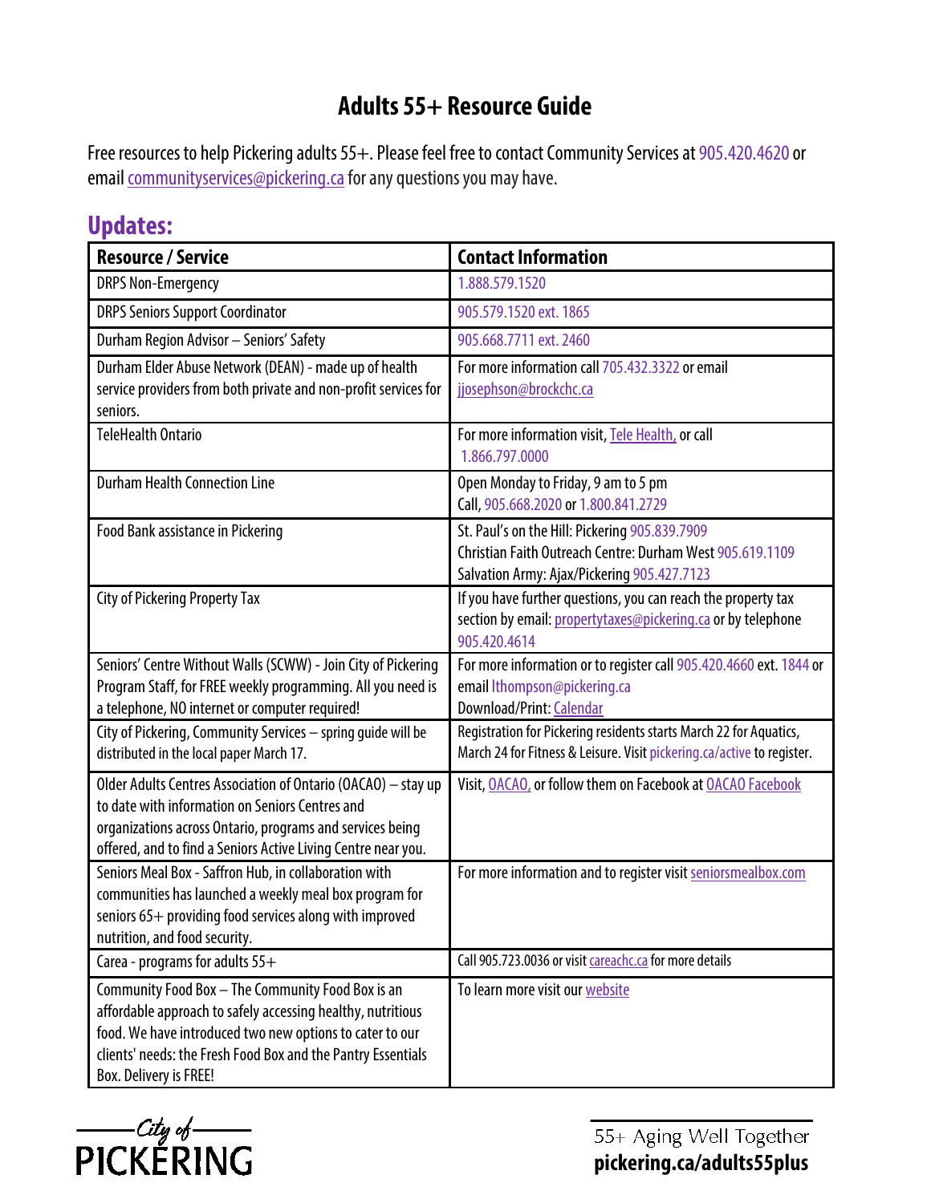# Adults 55+ Resource Guide

Free resources to help Pickering adults 55+. Please feel free to contact Community Services at 905.420.4620 or email communityservices@pickering.ca for any questions you may have.

## Updates:

| Resource / Service | Contact Information |
|---|---|
| DRPS Non-Emergency | 1.888.579.1520 |
| DRPS Seniors Support Coordinator | 905.579.1520 ext. 1865 |
| Durham Region Advisor – Seniors' Safety | 905.668.7711 ext. 2460 |
| Durham Elder Abuse Network (DEAN) - made up of health service providers from both private and non-profit services for seniors. | For more information call 705.432.3322 or email jjosephson@brockchc.ca |
| TeleHealth Ontario | For more information visit, Tele Health, or call 1.866.797.0000 |
| Durham Health Connection Line | Open Monday to Friday, 9 am to 5 pm<br>Call, 905.668.2020 or 1.800.841.2729 |
| Food Bank assistance in Pickering | St. Paul's on the Hill: Pickering 905.839.7909<br>Christian Faith Outreach Centre: Durham West 905.619.1109<br>Salvation Army: Ajax/Pickering 905.427.7123 |
| City of Pickering Property Tax | If you have further questions, you can reach the property tax section by email: propertytaxes@pickering.ca or by telephone 905.420.4614 |
| Seniors' Centre Without Walls (SCWW) - Join City of Pickering Program Staff, for FREE weekly programming. All you need is a telephone, NO internet or computer required! | For more information or to register call 905.420.4660 ext. 1844 or email lthompson@pickering.ca<br>Download/Print: Calendar |
| City of Pickering, Community Services – spring guide will be distributed in the local paper March 17. | Registration for Pickering residents starts March 22 for Aquatics, March 24 for Fitness & Leisure. Visit pickering.ca/active to register. |
| Older Adults Centres Association of Ontario (OACAO) – stay up to date with information on Seniors Centres and organizations across Ontario, programs and services being offered, and to find a Seniors Active Living Centre near you. | Visit, OACAO, or follow them on Facebook at OACAO Facebook |
| Seniors Meal Box - Saffron Hub, in collaboration with communities has launched a weekly meal box program for seniors 65+ providing food services along with improved nutrition, and food security. | For more information and to register visit seniorsmealbox.com |
| Carea - programs for adults 55+ | Call 905.723.0036 or visit careachc.ca for more details |
| Community Food Box – The Community Food Box is an affordable approach to safely accessing healthy, nutritious food. We have introduced two new options to cater to our clients' needs: the Fresh Food Box and the Pantry Essentials Box. Delivery is FREE! | To learn more visit our website |

City of PICKERING

55+ Aging Well Together
**pickering.ca/adults55plus**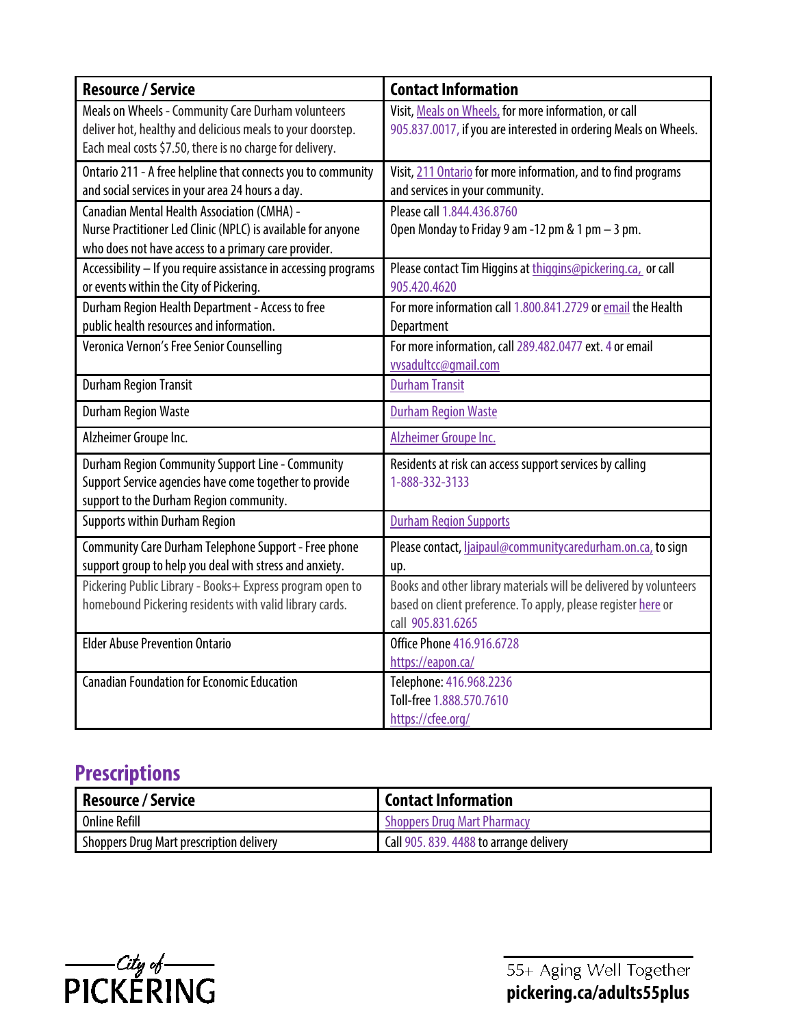| Resource / Service | Contact Information |
| --- | --- |
| Meals on Wheels - Community Care Durham volunteers deliver hot, healthy and delicious meals to your doorstep. Each meal costs $7.50, there is no charge for delivery. | Visit, Meals on Wheels, for more information, or call 905.837.0017, if you are interested in ordering Meals on Wheels. |
| Ontario 211 - A free helpline that connects you to community and social services in your area 24 hours a day. | Visit, 211 Ontario for more information, and to find programs and services in your community. |
| Canadian Mental Health Association (CMHA) - Nurse Practitioner Led Clinic (NPLC) is available for anyone who does not have access to a primary care provider. | Please call 1.844.436.8760<br>Open Monday to Friday 9 am -12 pm & 1 pm – 3 pm. |
| Accessibility – If you require assistance in accessing programs or events within the City of Pickering. | Please contact Tim Higgins at thiggins@pickering.ca, or call 905.420.4620 |
| Durham Region Health Department - Access to free public health resources and information. | For more information call 1.800.841.2729 or email the Health Department |
| Veronica Vernon's Free Senior Counselling | For more information, call 289.482.0477 ext. 4 or email vvsadultcc@gmail.com |
| Durham Region Transit | Durham Transit |
| Durham Region Waste | Durham Region Waste |
| Alzheimer Groupe Inc. | Alzheimer Groupe Inc. |
| Durham Region Community Support Line - Community Support Service agencies have come together to provide support to the Durham Region community. | Residents at risk can access support services by calling 1-888-332-3133 |
| Supports within Durham Region | Durham Region Supports |
| Community Care Durham Telephone Support - Free phone support group to help you deal with stress and anxiety. | Please contact, ljaipaul@communitycaredurham.on.ca, to sign up. |
| Pickering Public Library - Books+ Express program open to homebound Pickering residents with valid library cards. | Books and other library materials will be delivered by volunteers based on client preference. To apply, please register here or call 905.831.6265 |
| Elder Abuse Prevention Ontario | Office Phone 416.916.6728<br>https://eapon.ca/ |
| Canadian Foundation for Economic Education | Telephone: 416.968.2236<br>Toll-free 1.888.570.7610<br>https://cfee.org/ |

## Prescriptions

| Resource / Service | Contact Information |
| --- | --- |
| Online Refill | Shoppers Drug Mart Pharmacy |
| Shoppers Drug Mart prescription delivery | Call 905. 839. 4488 to arrange delivery |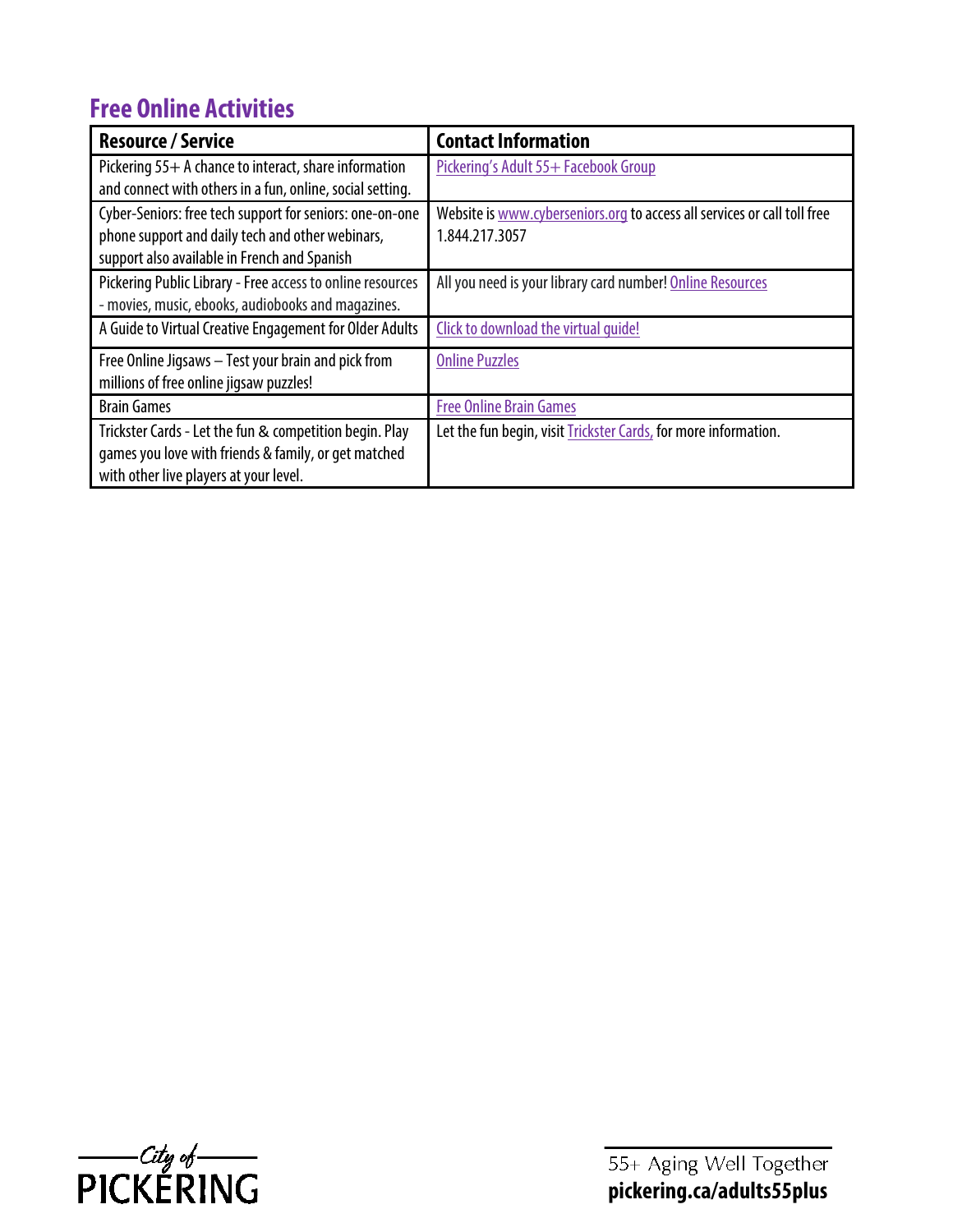## Free Online Activities

| Resource / Service | Contact Information |
| --- | --- |
| Pickering 55+ A chance to interact, share information and connect with others in a fun, online, social setting. | Pickering's Adult 55+ Facebook Group |
| Cyber-Seniors: free tech support for seniors: one-on-one phone support and daily tech and other webinars, support also available in French and Spanish | Website is www.cyberseniors.org to access all services or call toll free 1.844.217.3057 |
| Pickering Public Library - Free access to online resources - movies, music, ebooks, audiobooks and magazines. | All you need is your library card number! Online Resources |
| A Guide to Virtual Creative Engagement for Older Adults | Click to download the virtual guide! |
| Free Online Jigsaws – Test your brain and pick from millions of free online jigsaw puzzles! | Online Puzzles |
| Brain Games | Free Online Brain Games |
| Trickster Cards - Let the fun & competition begin. Play games you love with friends & family, or get matched with other live players at your level. | Let the fun begin, visit Trickster Cards, for more information. |